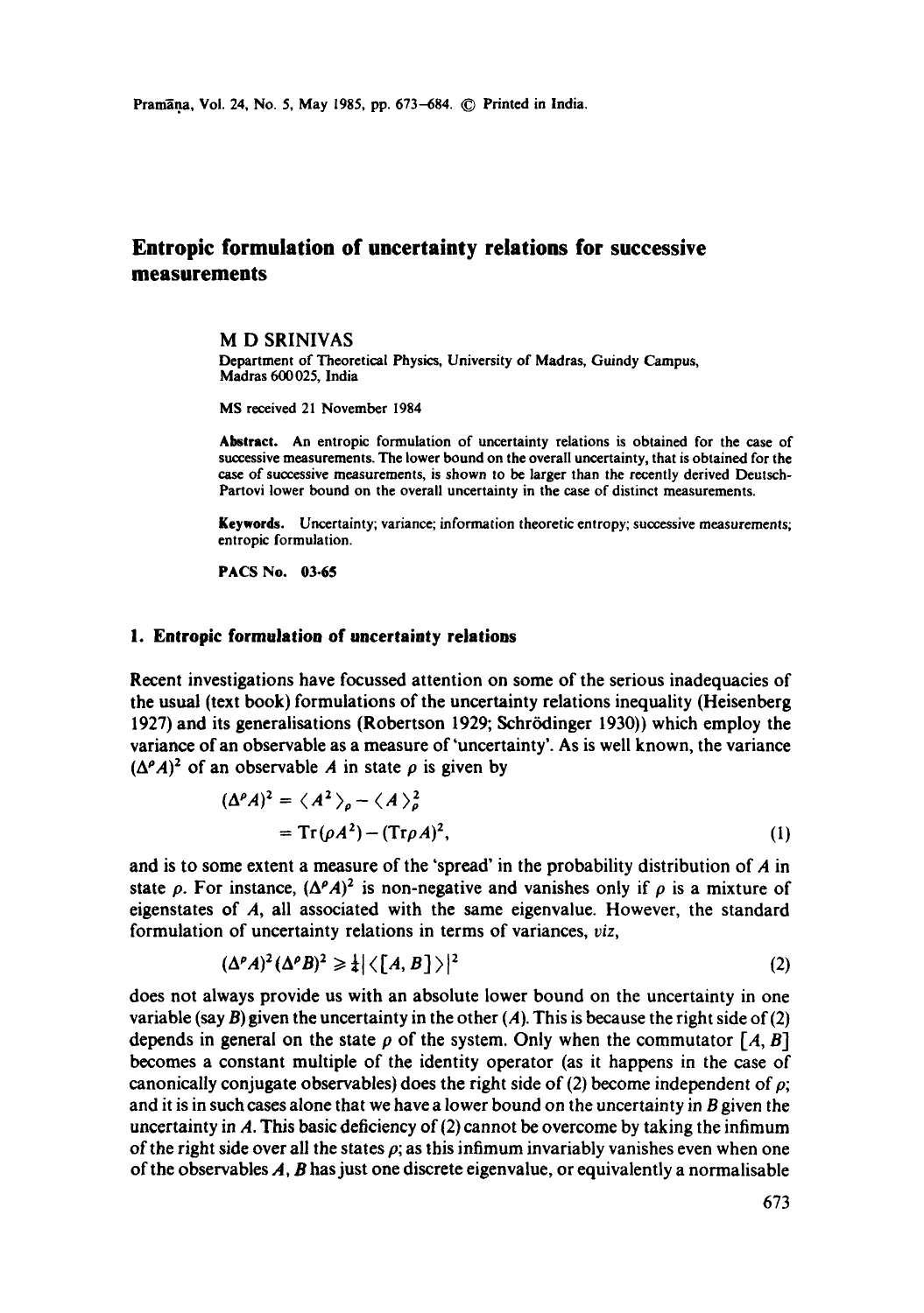# Entropic formulation of uncertainty relations for successive measurements

M D SRINIVAS

Department of Theoretical Physics, University of Madras, Guindy Campus, Madras 600025, India

MS received 21 November 1984

**Abstract.** An entropic formulation of uncertainty relations is obtained for the case of successive measurements. The lower bound on the overall uncertainty, that is obtained for the case of successive measurements, is shown to be larger than the recently derived Deutsch-Partovi lower bound on the overall uncertainty in the case of distinct measurements.

**Keywords.** Uncertainty; variance; information theoretic entropy; successive measurements; entropic formulation.

**PACS No. 03·65**

## 1. Entropic formulation of uncertainty relations

Recent investigations have focussed attention on some of the serious inadequacies of the usual (text book) formulations of the uncertainty relations inequality (Heisenberg 1927) and its generalisations (Robertson 1929; Schrödinger 1930)) which employ the variance of an observable as a measure of 'uncertainty'. As is well known, the variance $(\Delta^{\rho}A)^2$ of an observable $A$ in state $\rho$ is given by

$$
\begin{aligned}
(\Delta^{\rho}A)^2 &= \langle A^2 \rangle_{\rho} - \langle A \rangle_{\rho}^2 \\
&= \mathrm{Tr}(\rho A^2) - (\mathrm{Tr}\rho A)^2,
\end{aligned}
\tag{1}
$$

and is to some extent a measure of the 'spread' in the probability distribution of $A$ in state $\rho$. For instance, $(\Delta^{\rho}A)^2$ is non-negative and vanishes only if $\rho$ is a mixture of eigenstates of $A$, all associated with the same eigenvalue. However, the standard formulation of uncertainty relations in terms of variances, *viz*,

$$
(\Delta^{\rho}A)^2(\Delta^{\rho}B)^2 \geqslant \tfrac{1}{4}|\langle [A, B] \rangle|^2 \tag{2}
$$

does not always provide us with an absolute lower bound on the uncertainty in one variable (say $B$) given the uncertainty in the other ($A$). This is because the right side of (2) depends in general on the state $\rho$ of the system. Only when the commutator $[A, B]$ becomes a constant multiple of the identity operator (as it happens in the case of canonically conjugate observables) does the right side of (2) become independent of $\rho$; and it is in such cases alone that we have a lower bound on the uncertainty in $B$ given the uncertainty in $A$. This basic deficiency of (2) cannot be overcome by taking the infimum of the right side over all the states $\rho$; as this infimum invariably vanishes even when one of the observables $A$, $B$ has just one discrete eigenvalue, or equivalently a normalisable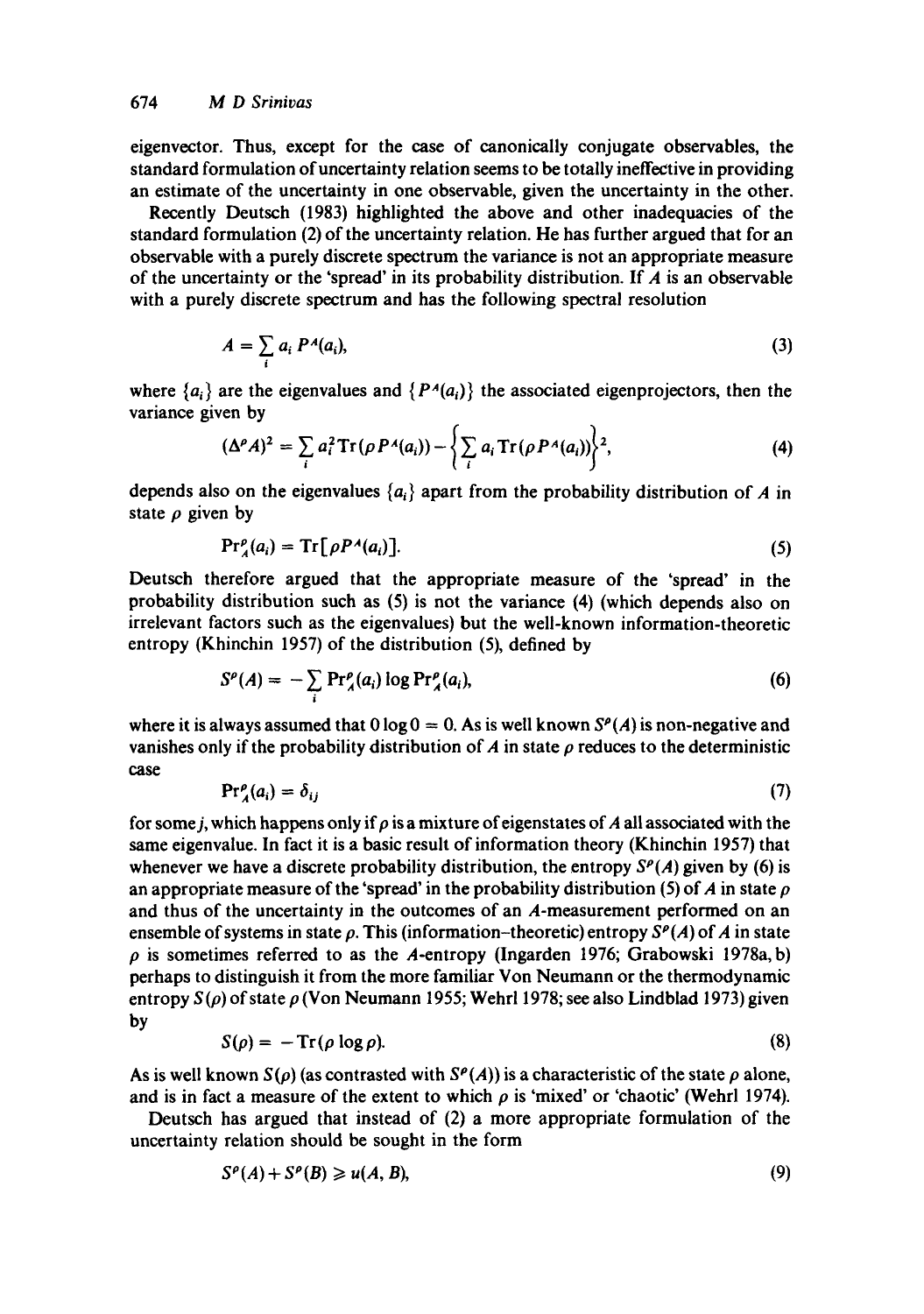eigenvector. Thus, except for the case of canonically conjugate observables, the standard formulation of uncertainty relation seems to be totally ineffective in providing an estimate of the uncertainty in one observable, given the uncertainty in the other.

Recently Deutsch (1983) highlighted the above and other inadequacies of the standard formulation (2) of the uncertainty relation. He has further argued that for an observable with a purely discrete spectrum the variance is not an appropriate measure of the uncertainty or the 'spread' in its probability distribution. If $A$ is an observable with a purely discrete spectrum and has the following spectral resolution

$$A = \sum_i a_i P^A(a_i), \tag{3}$$

where $\{a_i\}$ are the eigenvalues and $\{P^A(a_i)\}$ the associated eigenprojectors, then the variance given by

$$(\Delta^\rho A)^2 = \sum_i a_i^2 \mathrm{Tr}(\rho P^A(a_i)) - \left\{\sum_i a_i \mathrm{Tr}(\rho P^A(a_i))\right\}^2, \tag{4}$$

depends also on the eigenvalues $\{a_i\}$ apart from the probability distribution of $A$ in state $\rho$ given by

$$\mathrm{Pr}_A^\rho(a_i) = \mathrm{Tr}[\rho P^A(a_i)]. \tag{5}$$

Deutsch therefore argued that the appropriate measure of the 'spread' in the probability distribution such as (5) is not the variance (4) (which depends also on irrelevant factors such as the eigenvalues) but the well-known information-theoretic entropy (Khinchin 1957) of the distribution (5), defined by

$$S^\rho(A) = -\sum_i \mathrm{Pr}_A^\rho(a_i) \log \mathrm{Pr}_A^\rho(a_i), \tag{6}$$

where it is always assumed that $0 \log 0 = 0$. As is well known $S^\rho(A)$ is non-negative and vanishes only if the probability distribution of $A$ in state $\rho$ reduces to the deterministic case

$$\mathrm{Pr}_A^\rho(a_i) = \delta_{ij} \tag{7}$$

for some $j$, which happens only if $\rho$ is a mixture of eigenstates of $A$ all associated with the same eigenvalue. In fact it is a basic result of information theory (Khinchin 1957) that whenever we have a discrete probability distribution, the entropy $S^\rho(A)$ given by (6) is an appropriate measure of the 'spread' in the probability distribution (5) of $A$ in state $\rho$ and thus of the uncertainty in the outcomes of an $A$-measurement performed on an ensemble of systems in state $\rho$. This (information–theoretic) entropy $S^\rho(A)$ of $A$ in state $\rho$ is sometimes referred to as the $A$-entropy (Ingarden 1976; Grabowski 1978a, b) perhaps to distinguish it from the more familiar Von Neumann or the thermodynamic entropy $S(\rho)$ of state $\rho$ (Von Neumann 1955; Wehrl 1978; see also Lindblad 1973) given by

$$S(\rho) = -\mathrm{Tr}(\rho \log \rho). \tag{8}$$

As is well known $S(\rho)$ (as contrasted with $S^\rho(A)$) is a characteristic of the state $\rho$ alone, and is in fact a measure of the extent to which $\rho$ is 'mixed' or 'chaotic' (Wehrl 1974).

Deutsch has argued that instead of (2) a more appropriate formulation of the uncertainty relation should be sought in the form

$$S^\rho(A) + S^\rho(B) \geqslant u(A, B), \tag{9}$$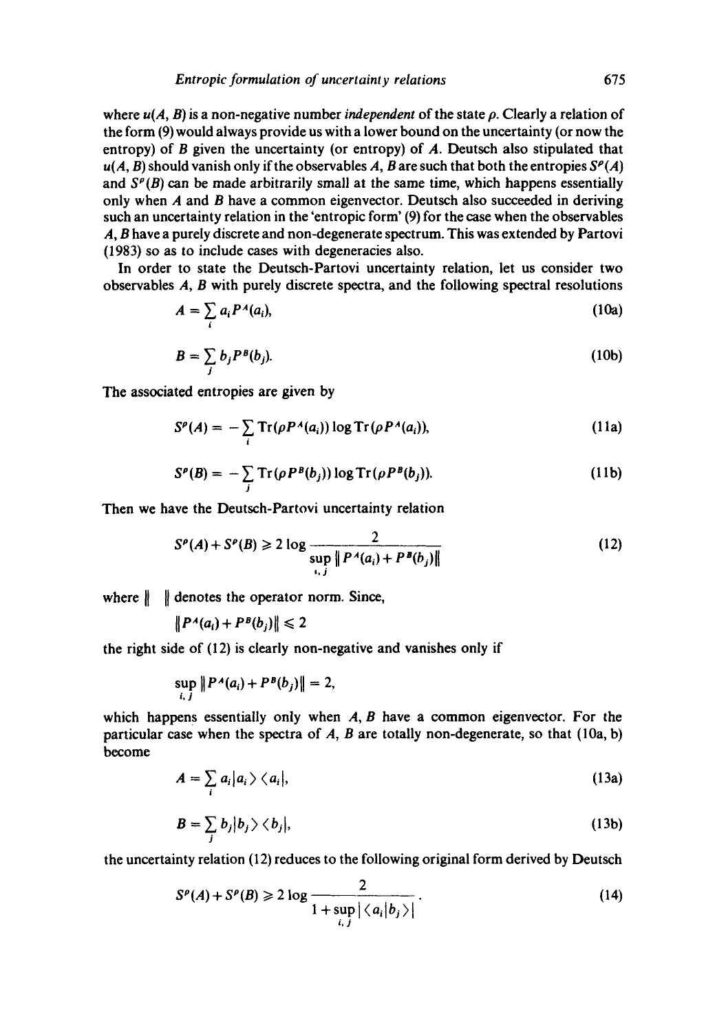where $u(A, B)$ is a non-negative number *independent* of the state $\rho$. Clearly a relation of the form (9) would always provide us with a lower bound on the uncertainty (or now the entropy) of $B$ given the uncertainty (or entropy) of $A$. Deutsch also stipulated that $u(A, B)$ should vanish only if the observables $A$, $B$ are such that both the entropies $S^{\rho}(A)$ and $S^{\rho}(B)$ can be made arbitrarily small at the same time, which happens essentially only when $A$ and $B$ have a common eigenvector. Deutsch also succeeded in deriving such an uncertainty relation in the 'entropic form' (9) for the case when the observables $A$, $B$ have a purely discrete and non-degenerate spectrum. This was extended by Partovi (1983) so as to include cases with degeneracies also.

In order to state the Deutsch-Partovi uncertainty relation, let us consider two observables $A$, $B$ with purely discrete spectra, and the following spectral resolutions

$$A = \sum_i a_i P^A(a_i), \tag{10a}$$

$$B = \sum_j b_j P^B(b_j). \tag{10b}$$

The associated entropies are given by

$$S^{\rho}(A) = -\sum_i \mathrm{Tr}(\rho P^A(a_i)) \log \mathrm{Tr}(\rho P^A(a_i)), \tag{11a}$$

$$S^{\rho}(B) = -\sum_j \mathrm{Tr}(\rho P^B(b_j)) \log \mathrm{Tr}(\rho P^B(b_j)). \tag{11b}$$

Then we have the Deutsch-Partovi uncertainty relation

$$S^{\rho}(A) + S^{\rho}(B) \geqslant 2 \log \frac{2}{\sup\limits_{i,j} \| P^A(a_i) + P^B(b_j) \|} \tag{12}$$

where $\| \quad \|$ denotes the operator norm. Since,

$$\| P^A(a_i) + P^B(b_j) \| \leqslant 2$$

the right side of (12) is clearly non-negative and vanishes only if

$$\sup_{i,j} \| P^A(a_i) + P^B(b_j) \| = 2,$$

which happens essentially only when $A$, $B$ have a common eigenvector. For the particular case when the spectra of $A$, $B$ are totally non-degenerate, so that (10a, b) become

$$A = \sum_i a_i |a_i\rangle \langle a_i|, \tag{13a}$$

$$B = \sum_j b_j |b_j\rangle \langle b_j|, \tag{13b}$$

the uncertainty relation (12) reduces to the following original form derived by Deutsch

$$S^{\rho}(A) + S^{\rho}(B) \geqslant 2 \log \frac{2}{1 + \sup\limits_{i,j} |\langle a_i | b_j \rangle|}. \tag{14}$$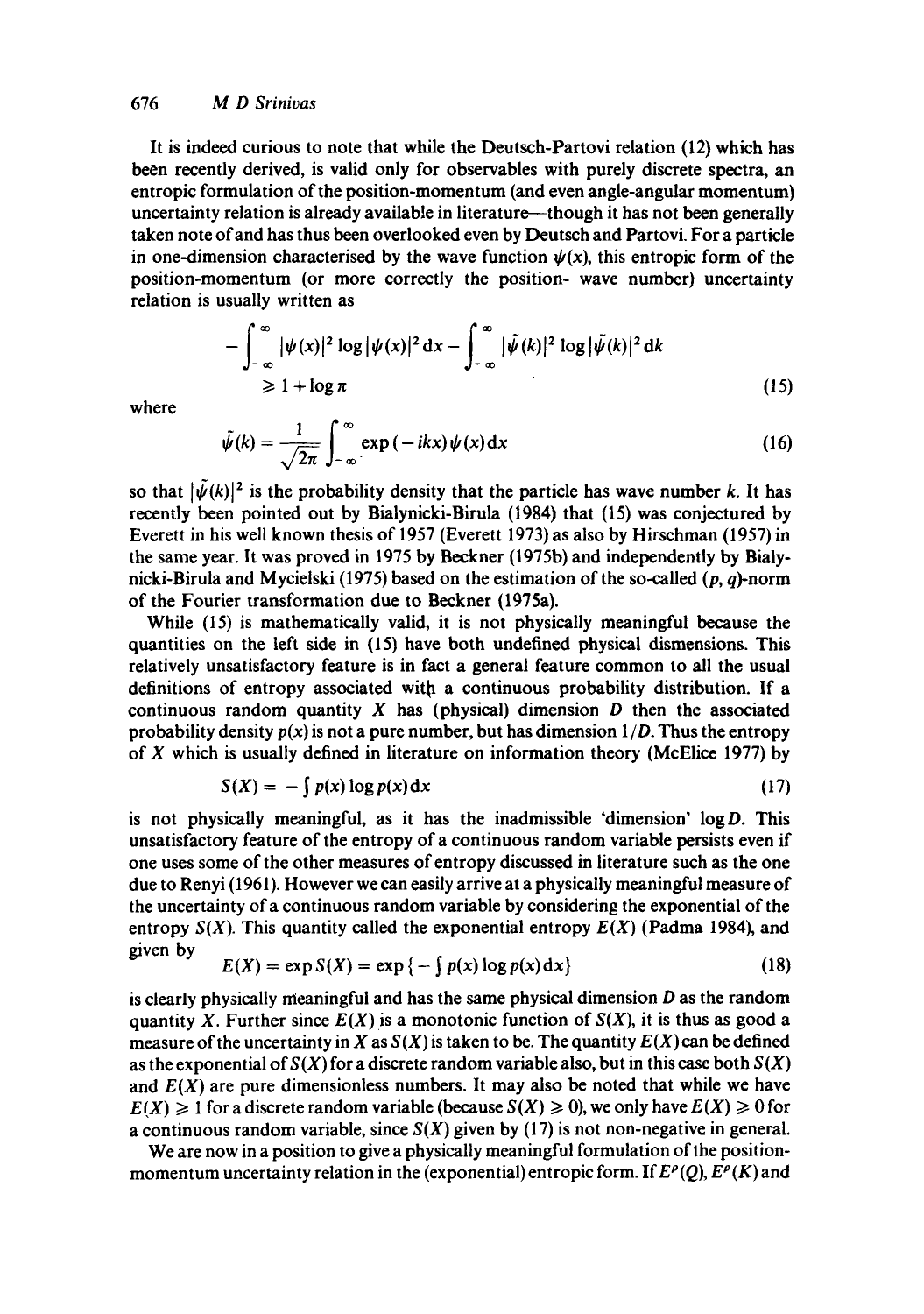It is indeed curious to note that while the Deutsch-Partovi relation (12) which has been recently derived, is valid only for observables with purely discrete spectra, an entropic formulation of the position-momentum (and even angle-angular momentum) uncertainty relation is already available in literature—though it has not been generally taken note of and has thus been overlooked even by Deutsch and Partovi. For a particle in one-dimension characterised by the wave function $\psi(x)$, this entropic form of the position-momentum (or more correctly the position- wave number) uncertainty relation is usually written as

$$-\int_{-\infty}^{\infty} |\psi(x)|^2 \log |\psi(x)|^2 \mathrm{d}x - \int_{-\infty}^{\infty} |\tilde{\psi}(k)|^2 \log |\tilde{\psi}(k)|^2 \mathrm{d}k$$
$$\geqslant 1 + \log \pi \tag{15}$$

where

$$\tilde{\psi}(k) = \frac{1}{\sqrt{2\pi}} \int_{-\infty}^{\infty} \exp(-ikx)\psi(x)\mathrm{d}x \tag{16}$$

so that $|\tilde{\psi}(k)|^2$ is the probability density that the particle has wave number $k$. It has recently been pointed out by Bialynicki-Birula (1984) that (15) was conjectured by Everett in his well known thesis of 1957 (Everett 1973) as also by Hirschman (1957) in the same year. It was proved in 1975 by Beckner (1975b) and independently by Bialynicki-Birula and Mycielski (1975) based on the estimation of the so-called $(p, q)$-norm of the Fourier transformation due to Beckner (1975a).

While (15) is mathematically valid, it is not physically meaningful because the quantities on the left side in (15) have both undefined physical dismensions. This relatively unsatisfactory feature is in fact a general feature common to all the usual definitions of entropy associated with a continuous probability distribution. If a continuous random quantity $X$ has (physical) dimension $D$ then the associated probability density $p(x)$ is not a pure number, but has dimension $1/D$. Thus the entropy of $X$ which is usually defined in literature on information theory (McElice 1977) by

$$S(X) = -\int p(x) \log p(x) \mathrm{d}x \tag{17}$$

is not physically meaningful, as it has the inadmissible 'dimension' $\log D$. This unsatisfactory feature of the entropy of a continuous random variable persists even if one uses some of the other measures of entropy discussed in literature such as the one due to Renyi (1961). However we can easily arrive at a physically meaningful measure of the uncertainty of a continuous random variable by considering the exponential of the entropy $S(X)$. This quantity called the exponential entropy $E(X)$ (Padma 1984), and given by

$$E(X) = \exp S(X) = \exp\{-\int p(x) \log p(x) \mathrm{d}x\} \tag{18}$$

is clearly physically meaningful and has the same physical dimension $D$ as the random quantity $X$. Further since $E(X)$ is a monotonic function of $S(X)$, it is thus as good a measure of the uncertainty in $X$ as $S(X)$ is taken to be. The quantity $E(X)$ can be defined as the exponential of $S(X)$ for a discrete random variable also, but in this case both $S(X)$ and $E(X)$ are pure dimensionless numbers. It may also be noted that while we have $E(X) \geqslant 1$ for a discrete random variable (because $S(X) \geqslant 0$), we only have $E(X) \geqslant 0$ for a continuous random variable, since $S(X)$ given by (17) is not non-negative in general.

We are now in a position to give a physically meaningful formulation of the position-momentum uncertainty relation in the (exponential) entropic form. If $E^{\rho}(Q)$, $E^{\rho}(K)$ and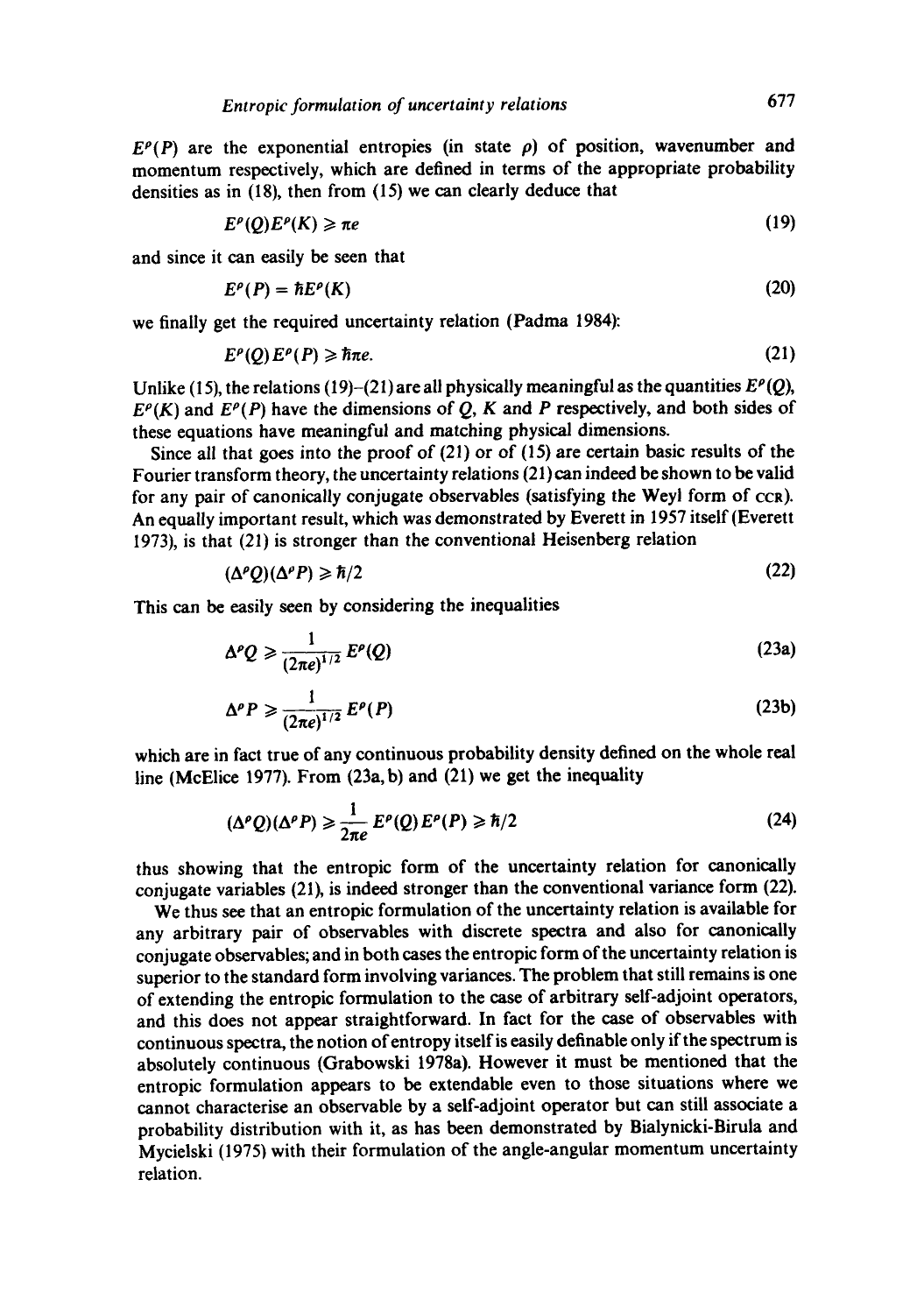$E^\rho(P)$ are the exponential entropies (in state $\rho$) of position, wavenumber and momentum respectively, which are defined in terms of the appropriate probability densities as in (18), then from (15) we can clearly deduce that

$$E^\rho(Q)E^\rho(K) \geqslant \pi e \tag{19}$$

and since it can easily be seen that

$$E^\rho(P) = \hbar E^\rho(K) \tag{20}$$

we finally get the required uncertainty relation (Padma 1984):

$$E^\rho(Q)E^\rho(P) \geqslant \hbar \pi e. \tag{21}$$

Unlike (15), the relations (19)–(21) are all physically meaningful as the quantities $E^\rho(Q)$, $E^\rho(K)$ and $E^\rho(P)$ have the dimensions of $Q$, $K$ and $P$ respectively, and both sides of these equations have meaningful and matching physical dimensions.

Since all that goes into the proof of (21) or of (15) are certain basic results of the Fourier transform theory, the uncertainty relations (21) can indeed be shown to be valid for any pair of canonically conjugate observables (satisfying the Weyl form of CCR). An equally important result, which was demonstrated by Everett in 1957 itself (Everett 1973), is that (21) is stronger than the conventional Heisenberg relation

$$(\Delta^\rho Q)(\Delta^\rho P) \geqslant \hbar/2 \tag{22}$$

This can be easily seen by considering the inequalities

$$\Delta^\rho Q \geqslant \frac{1}{(2\pi e)^{1/2}} E^\rho(Q) \tag{23a}$$

$$\Delta^\rho P \geqslant \frac{1}{(2\pi e)^{1/2}} E^\rho(P) \tag{23b}$$

which are in fact true of any continuous probability density defined on the whole real line (McElice 1977). From (23a, b) and (21) we get the inequality

$$(\Delta^\rho Q)(\Delta^\rho P) \geqslant \frac{1}{2\pi e} E^\rho(Q)E^\rho(P) \geqslant \hbar/2 \tag{24}$$

thus showing that the entropic form of the uncertainty relation for canonically conjugate variables (21), is indeed stronger than the conventional variance form (22).

We thus see that an entropic formulation of the uncertainty relation is available for any arbitrary pair of observables with discrete spectra and also for canonically conjugate observables; and in both cases the entropic form of the uncertainty relation is superior to the standard form involving variances. The problem that still remains is one of extending the entropic formulation to the case of arbitrary self-adjoint operators, and this does not appear straightforward. In fact for the case of observables with continuous spectra, the notion of entropy itself is easily definable only if the spectrum is absolutely continuous (Grabowski 1978a). However it must be mentioned that the entropic formulation appears to be extendable even to those situations where we cannot characterise an observable by a self-adjoint operator but can still associate a probability distribution with it, as has been demonstrated by Bialynicki-Birula and Mycielski (1975) with their formulation of the angle-angular momentum uncertainty relation.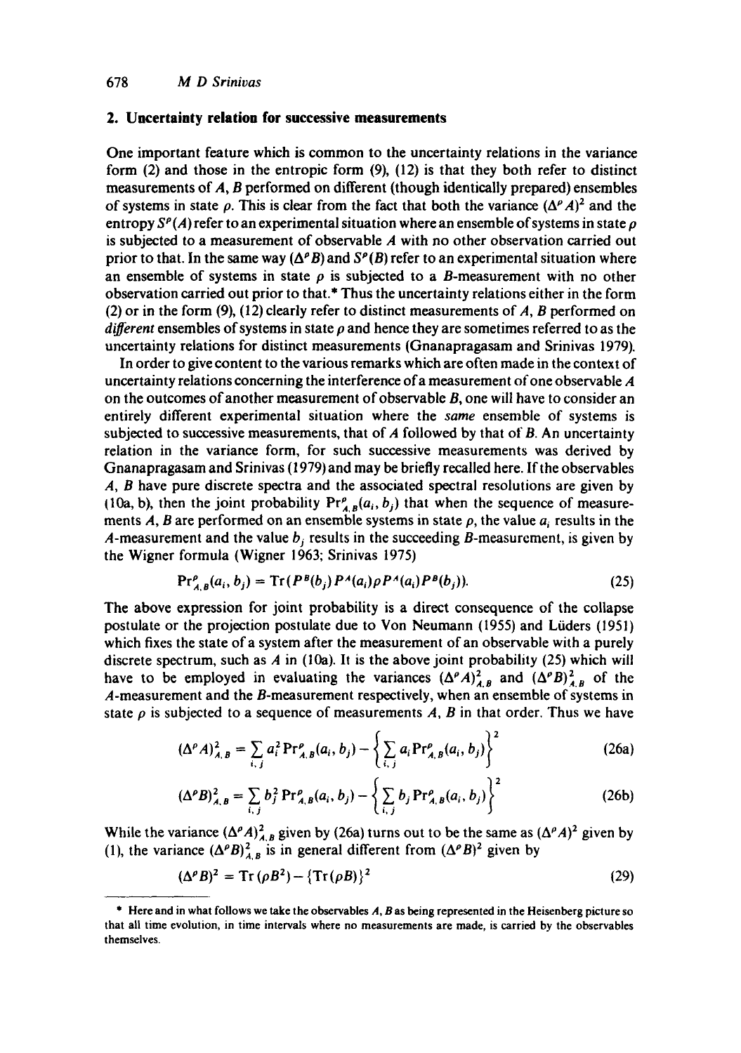## 2. Uncertainty relation for successive measurements

One important feature which is common to the uncertainty relations in the variance form (2) and those in the entropic form (9), (12) is that they both refer to distinct measurements of $A$, $B$ performed on different (though identically prepared) ensembles of systems in state $\rho$. This is clear from the fact that both the variance $(\Delta^\rho A)^2$ and the entropy $S^\rho(A)$ refer to an experimental situation where an ensemble of systems in state $\rho$ is subjected to a measurement of observable $A$ with no other observation carried out prior to that. In the same way $(\Delta^\rho B)$ and $S^\rho(B)$ refer to an experimental situation where an ensemble of systems in state $\rho$ is subjected to a $B$-measurement with no other observation carried out prior to that.* Thus the uncertainty relations either in the form (2) or in the form (9), (12) clearly refer to distinct measurements of $A$, $B$ performed on *different* ensembles of systems in state $\rho$ and hence they are sometimes referred to as the uncertainty relations for distinct measurements (Gnanapragasam and Srinivas 1979).

In order to give content to the various remarks which are often made in the context of uncertainty relations concerning the interference of a measurement of one observable $A$ on the outcomes of another measurement of observable $B$, one will have to consider an entirely different experimental situation where the *same* ensemble of systems is subjected to successive measurements, that of $A$ followed by that of $B$. An uncertainty relation in the variance form, for such successive measurements was derived by Gnanapragasam and Srinivas (1979) and may be briefly recalled here. If the observables $A$, $B$ have pure discrete spectra and the associated spectral resolutions are given by (10a, b), then the joint probability $\Pr^\rho_{A,B}(a_i, b_j)$ that when the sequence of measurements $A$, $B$ are performed on an ensemble systems in state $\rho$, the value $a_i$ results in the $A$-measurement and the value $b_j$ results in the succeeding $B$-measurement, is given by the Wigner formula (Wigner 1963; Srinivas 1975)

$$\Pr^\rho_{A,B}(a_i, b_j) = \operatorname{Tr}(P^B(b_j)P^A(a_i)\rho P^A(a_i)P^B(b_j)). \tag{25}$$

The above expression for joint probability is a direct consequence of the collapse postulate or the projection postulate due to Von Neumann (1955) and Lüders (1951) which fixes the state of a system after the measurement of an observable with a purely discrete spectrum, such as $A$ in (10a). It is the above joint probability (25) which will have to be employed in evaluating the variances $(\Delta^\rho A)^2_{A,B}$ and $(\Delta^\rho B)^2_{A,B}$ of the $A$-measurement and the $B$-measurement respectively, when an ensemble of systems in state $\rho$ is subjected to a sequence of measurements $A$, $B$ in that order. Thus we have

$$(\Delta^\rho A)^2_{A,B} = \sum_{i,j} a_i^2 \Pr^\rho_{A,B}(a_i, b_j) - \left\{\sum_{i,j} a_i \Pr^\rho_{A,B}(a_i, b_j)\right\}^2 \tag{26a}$$

$$(\Delta^\rho B)^2_{A,B} = \sum_{i,j} b_j^2 \Pr^\rho_{A,B}(a_i, b_j) - \left\{\sum_{i,j} b_j \Pr^\rho_{A,B}(a_i, b_j)\right\}^2 \tag{26b}$$

While the variance $(\Delta^\rho A)^2_{A,B}$ given by (26a) turns out to be the same as $(\Delta^\rho A)^2$ given by (1), the variance $(\Delta^\rho B)^2_{A,B}$ is in general different from $(\Delta^\rho B)^2$ given by

$$(\Delta^\rho B)^2 = \operatorname{Tr}(\rho B^2) - \{\operatorname{Tr}(\rho B)\}^2 \tag{29}$$

---

\* Here and in what follows we take the observables $A$, $B$ as being represented in the Heisenberg picture so that all time evolution, in time intervals where no measurements are made, is carried by the observables themselves.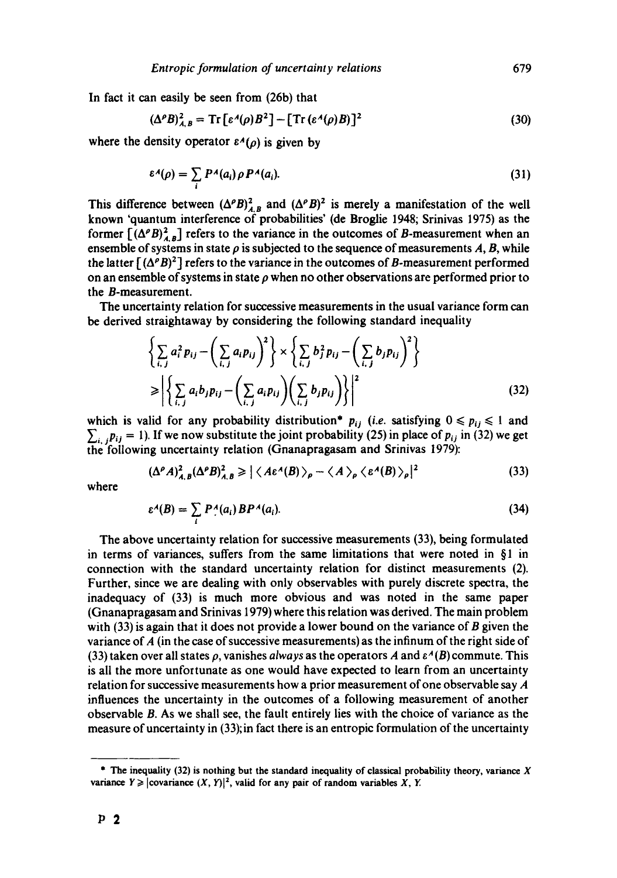In fact it can easily be seen from (26b) that

$$(\Delta^\rho B)^2_{A,B} = \mathrm{Tr}\,[\varepsilon^A(\rho) B^2] - [\mathrm{Tr}\,(\varepsilon^A(\rho) B)]^2 \tag{30}$$

where the density operator $\varepsilon^A(\rho)$ is given by

$$\varepsilon^A(\rho) = \sum_i P^A(a_i)\,\rho\, P^A(a_i). \tag{31}$$

This difference between $(\Delta^\rho B)^2_{A,B}$ and $(\Delta^\rho B)^2$ is merely a manifestation of the well known 'quantum interference of probabilities' (de Broglie 1948; Srinivas 1975) as the former $[(\Delta^\rho B)^2_{A,B}]$ refers to the variance in the outcomes of $B$-measurement when an ensemble of systems in state $\rho$ is subjected to the sequence of measurements $A$, $B$, while the latter $[(\Delta^\rho B)^2]$ refers to the variance in the outcomes of $B$-measurement performed on an ensemble of systems in state $\rho$ when no other observations are performed prior to the $B$-measurement.

The uncertainty relation for successive measurements in the usual variance form can be derived straightaway by considering the following standard inequality

$$\left\{\sum_{i,j} a_i^2 p_{ij} - \left(\sum_{i,j} a_i p_{ij}\right)^2\right\} \times \left\{\sum_{i,j} b_j^2 p_{ij} - \left(\sum_{i,j} b_j p_{ij}\right)^2\right\}$$
$$\geqslant \left|\left\{\sum_{i,j} a_i b_j p_{ij} - \left(\sum_{i,j} a_i p_{ij}\right)\left(\sum_{i,j} b_j p_{ij}\right)\right\}\right|^2 \tag{32}$$

which is valid for any probability distribution* $p_{ij}$ (*i.e.* satisfying $0 \leqslant p_{ij} \leqslant 1$ and $\sum_{i,j} p_{ij} = 1$). If we now substitute the joint probability (25) in place of $p_{ij}$ in (32) we get the following uncertainty relation (Gnanapragasam and Srinivas 1979):

$$(\Delta^\rho A)^2_{A,B} (\Delta^\rho B)^2_{A,B} \geqslant |\langle A \varepsilon^A(B)\rangle_\rho - \langle A\rangle_\rho \langle \varepsilon^A(B)\rangle_\rho|^2 \tag{33}$$

where

$$\varepsilon^A(B) = \sum_i P^A(a_i)\, B\, P^A(a_i). \tag{34}$$

The above uncertainty relation for successive measurements (33), being formulated in terms of variances, suffers from the same limitations that were noted in §1 in connection with the standard uncertainty relation for distinct measurements (2). Further, since we are dealing with only observables with purely discrete spectra, the inadequacy of (33) is much more obvious and was noted in the same paper (Gnanapragasam and Srinivas 1979) where this relation was derived. The main problem with (33) is again that it does not provide a lower bound on the variance of $B$ given the variance of $A$ (in the case of successive measurements) as the infinum of the right side of (33) taken over all states $\rho$, vanishes *always* as the operators $A$ and $\varepsilon^A(B)$ commute. This is all the more unfortunate as one would have expected to learn from an uncertainty relation for successive measurements how a prior measurement of one observable say $A$ influences the uncertainty in the outcomes of a following measurement of another observable $B$. As we shall see, the fault entirely lies with the choice of variance as the measure of uncertainty in (33); in fact there is an entropic formulation of the uncertainty

---

* The inequality (32) is nothing but the standard inequality of classical probability theory, variance $X$ variance $Y \geqslant |\text{covariance}\,(X, Y)|^2$, valid for any pair of random variables $X$, $Y$.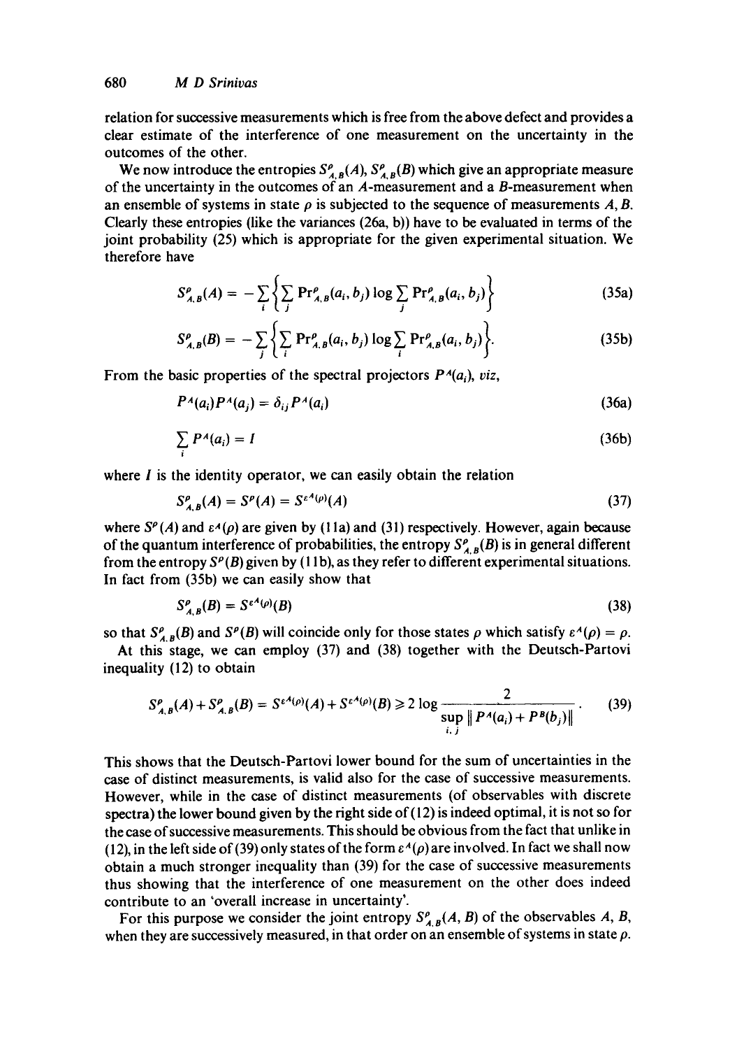relation for successive measurements which is free from the above defect and provides a clear estimate of the interference of one measurement on the uncertainty in the outcomes of the other.

We now introduce the entropies $S^{\rho}_{A,B}(A)$, $S^{\rho}_{A,B}(B)$ which give an appropriate measure of the uncertainty in the outcomes of an $A$-measurement and a $B$-measurement when an ensemble of systems in state $\rho$ is subjected to the sequence of measurements $A, B$. Clearly these entropies (like the variances (26a, b)) have to be evaluated in terms of the joint probability (25) which is appropriate for the given experimental situation. We therefore have

$$S^{\rho}_{A,B}(A) = -\sum_i \left\{ \sum_j \Pr^{\rho}_{A,B}(a_i, b_j) \log \sum_j \Pr^{\rho}_{A,B}(a_i, b_j) \right\} \tag{35a}$$

$$S^{\rho}_{A,B}(B) = -\sum_j \left\{ \sum_i \Pr^{\rho}_{A,B}(a_i, b_j) \log \sum_i \Pr^{\rho}_{A,B}(a_i, b_j) \right\}. \tag{35b}$$

From the basic properties of the spectral projectors $P^A(a_i)$, *viz*,

$$P^A(a_i) P^A(a_j) = \delta_{ij} P^A(a_i) \tag{36a}$$

$$\sum_i P^A(a_i) = I \tag{36b}$$

where $I$ is the identity operator, we can easily obtain the relation

$$S^{\rho}_{A,B}(A) = S^{\rho}(A) = S^{\varepsilon^A(\rho)}(A) \tag{37}$$

where $S^{\rho}(A)$ and $\varepsilon^A(\rho)$ are given by (11a) and (31) respectively. However, again because of the quantum interference of probabilities, the entropy $S^{\rho}_{A,B}(B)$ is in general different from the entropy $S^{\rho}(B)$ given by (11b), as they refer to different experimental situations. In fact from (35b) we can easily show that

$$S^{\rho}_{A,B}(B) = S^{\varepsilon^A(\rho)}(B) \tag{38}$$

so that $S^{\rho}_{A,B}(B)$ and $S^{\rho}(B)$ will coincide only for those states $\rho$ which satisfy $\varepsilon^A(\rho) = \rho$.

At this stage, we can employ (37) and (38) together with the Deutsch-Partovi inequality (12) to obtain

$$S^{\rho}_{A,B}(A) + S^{\rho}_{A,B}(B) = S^{\varepsilon^A(\rho)}(A) + S^{\varepsilon^A(\rho)}(B) \geqslant 2 \log \frac{2}{\sup\limits_{i,j} \| P^A(a_i) + P^B(b_j) \|}. \tag{39}$$

This shows that the Deutsch-Partovi lower bound for the sum of uncertainties in the case of distinct measurements, is valid also for the case of successive measurements. However, while in the case of distinct measurements (of observables with discrete spectra) the lower bound given by the right side of (12) is indeed optimal, it is not so for the case of successive measurements. This should be obvious from the fact that unlike in (12), in the left side of (39) only states of the form $\varepsilon^A(\rho)$ are involved. In fact we shall now obtain a much stronger inequality than (39) for the case of successive measurements thus showing that the interference of one measurement on the other does indeed contribute to an 'overall increase in uncertainty'.

For this purpose we consider the joint entropy $S^{\rho}_{A,B}(A, B)$ of the observables $A$, $B$, when they are successively measured, in that order on an ensemble of systems in state $\rho$.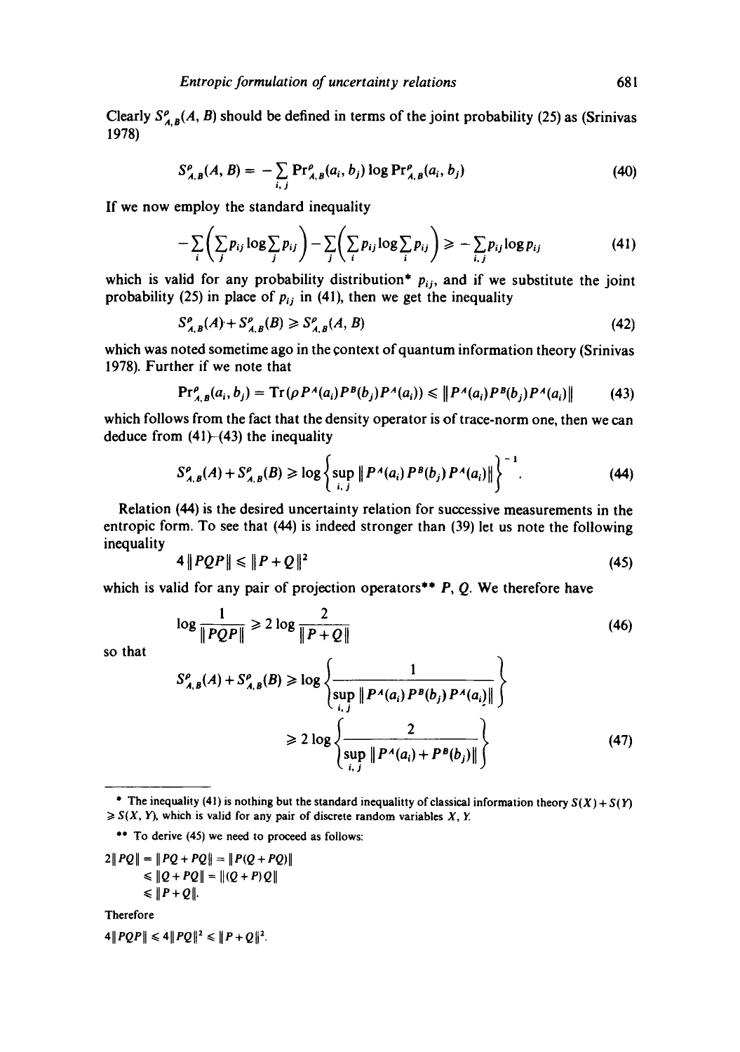Clearly $S^{\rho}_{A,B}(A, B)$ should be defined in terms of the joint probability (25) as (Srinivas 1978)

$$S^{\rho}_{A,B}(A, B) = -\sum_{i,j} \Pr^{\rho}_{A,B}(a_i, b_j) \log \Pr^{\rho}_{A,B}(a_i, b_j) \tag{40}$$

If we now employ the standard inequality

$$-\sum_i \left( \sum_j p_{ij} \log \sum_j p_{ij} \right) - \sum_j \left( \sum_i p_{ij} \log \sum_i p_{ij} \right) \geqslant -\sum_{i,j} p_{ij} \log p_{ij} \tag{41}$$

which is valid for any probability distribution* $p_{ij}$, and if we substitute the joint probability (25) in place of $p_{ij}$ in (41), then we get the inequality

$$S^{\rho}_{A,B}(A) + S^{\rho}_{A,B}(B) \geqslant S^{\rho}_{A,B}(A, B) \tag{42}$$

which was noted sometime ago in the context of quantum information theory (Srinivas 1978). Further if we note that

$$\Pr^{\rho}_{A,B}(a_i, b_j) = \mathrm{Tr}(\rho P^A(a_i) P^B(b_j) P^A(a_i)) \leqslant \| P^A(a_i) P^B(b_j) P^A(a_i) \| \tag{43}$$

which follows from the fact that the density operator is of trace-norm one, then we can deduce from (41)–(43) the inequality

$$S^{\rho}_{A,B}(A) + S^{\rho}_{A,B}(B) \geqslant \log \left\{ \sup_{i,j} \| P^A(a_i) P^B(b_j) P^A(a_i) \| \right\}^{-1}. \tag{44}$$

Relation (44) is the desired uncertainty relation for successive measurements in the entropic form. To see that (44) is indeed stronger than (39) let us note the following inequality

$$4 \| PQP \| \leqslant \| P + Q \|^2 \tag{45}$$

which is valid for any pair of projection operators** $P$, $Q$. We therefore have

$$\log \frac{1}{\| PQP \|} \geqslant 2 \log \frac{2}{\| P + Q \|} \tag{46}$$

so that

$$\begin{aligned} S^{\rho}_{A,B}(A) + S^{\rho}_{A,B}(B) &\geqslant \log \left\{ \frac{1}{\sup_{i,j} \| P^A(a_i) P^B(b_j) P^A(a_i) \|} \right\} \\ &\geqslant 2 \log \left\{ \frac{2}{\sup_{i,j} \| P^A(a_i) + P^B(b_j) \|} \right\} \end{aligned} \tag{47}$$

---

* The inequality (41) is nothing but the standard inequalitty of classical information theory $S(X) + S(Y) \geqslant S(X, Y)$, which is valid for any pair of discrete random variables $X$, $Y$.

** To derive (45) we need to proceed as follows:

$$\begin{aligned} 2\|PQ\| &= \|PQ + PQ\| = \|P(Q + PQ)\| \\ &\leqslant \|Q + PQ\| = \|(Q + P)Q\| \\ &\leqslant \|P + Q\|. \end{aligned}$$

Therefore

$$4\|PQP\| \leqslant 4\|PQ\|^2 \leqslant \|P + Q\|^2.$$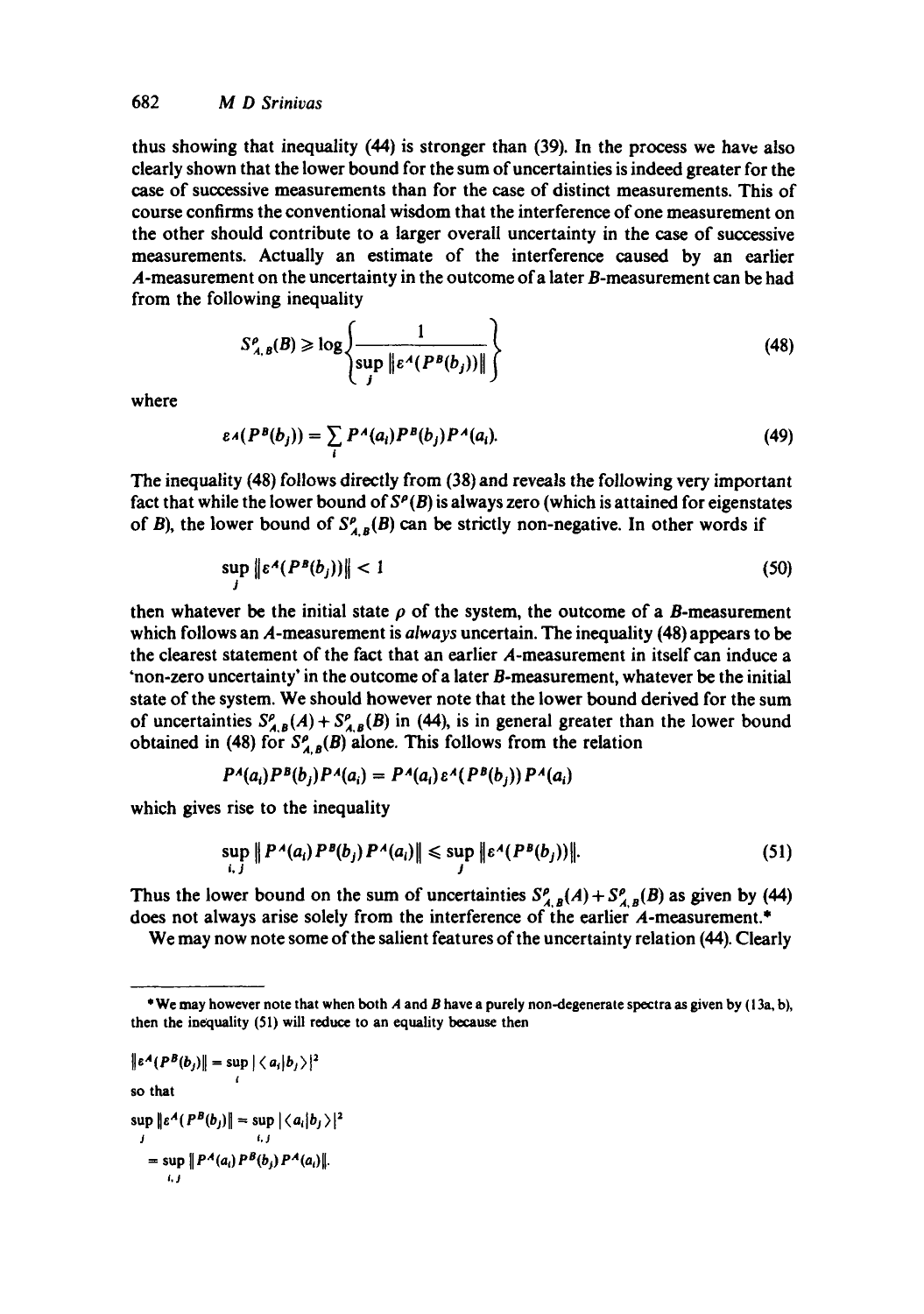thus showing that inequality (44) is stronger than (39). In the process we have also clearly shown that the lower bound for the sum of uncertainties is indeed greater for the case of successive measurements than for the case of distinct measurements. This of course confirms the conventional wisdom that the interference of one measurement on the other should contribute to a larger overall uncertainty in the case of successive measurements. Actually an estimate of the interference caused by an earlier $A$-measurement on the uncertainty in the outcome of a later $B$-measurement can be had from the following inequality

$$S^{\rho}_{A,B}(B) \geqslant \log\left\{\frac{1}{\sup_j \|\varepsilon^A(P^B(b_j))\|}\right\} \tag{48}$$

where

$$\varepsilon_A(P^B(b_j)) = \sum_i P^A(a_i)P^B(b_j)P^A(a_i). \tag{49}$$

The inequality (48) follows directly from (38) and reveals the following very important fact that while the lower bound of $S^{\rho}(B)$ is always zero (which is attained for eigenstates of $B$), the lower bound of $S^{\rho}_{A,B}(B)$ can be strictly non-negative. In other words if

$$\sup_j \|\varepsilon^A(P^B(b_j))\| < 1 \tag{50}$$

then whatever be the initial state $\rho$ of the system, the outcome of a $B$-measurement which follows an $A$-measurement is *always* uncertain. The inequality (48) appears to be the clearest statement of the fact that an earlier $A$-measurement in itself can induce a 'non-zero uncertainty' in the outcome of a later $B$-measurement, whatever be the initial state of the system. We should however note that the lower bound derived for the sum of uncertainties $S^{\rho}_{A,B}(A) + S^{\rho}_{A,B}(B)$ in (44), is in general greater than the lower bound obtained in (48) for $S^{\rho}_{A,B}(B)$ alone. This follows from the relation

$$P^A(a_i)P^B(b_j)P^A(a_i) = P^A(a_i)\varepsilon^A(P^B(b_j))P^A(a_i)$$

which gives rise to the inequality

$$\sup_{i,j} \|P^A(a_i)P^B(b_j)P^A(a_i)\| \leqslant \sup_j \|\varepsilon^A(P^B(b_j))\|. \tag{51}$$

Thus the lower bound on the sum of uncertainties $S^{\rho}_{A,B}(A) + S^{\rho}_{A,B}(B)$ as given by (44) does not always arise solely from the interference of the earlier $A$-measurement.*

We may now note some of the salient features of the uncertainty relation (44). Clearly

---

*We may however note that when both $A$ and $B$ have a purely non-degenerate spectra as given by (13a, b), then the inequality (51) will reduce to an equality because then

$$\|\varepsilon^A(P^B(b_j))\| = \sup_i |\langle a_i|b_j\rangle|^2$$

so that

$$\sup_j \|\varepsilon^A(P^B(b_j))\| = \sup_{i,j} |\langle a_i|b_j\rangle|^2 = \sup_{i,j} \|P^A(a_i)P^B(b_j)P^A(a_i)\|.$$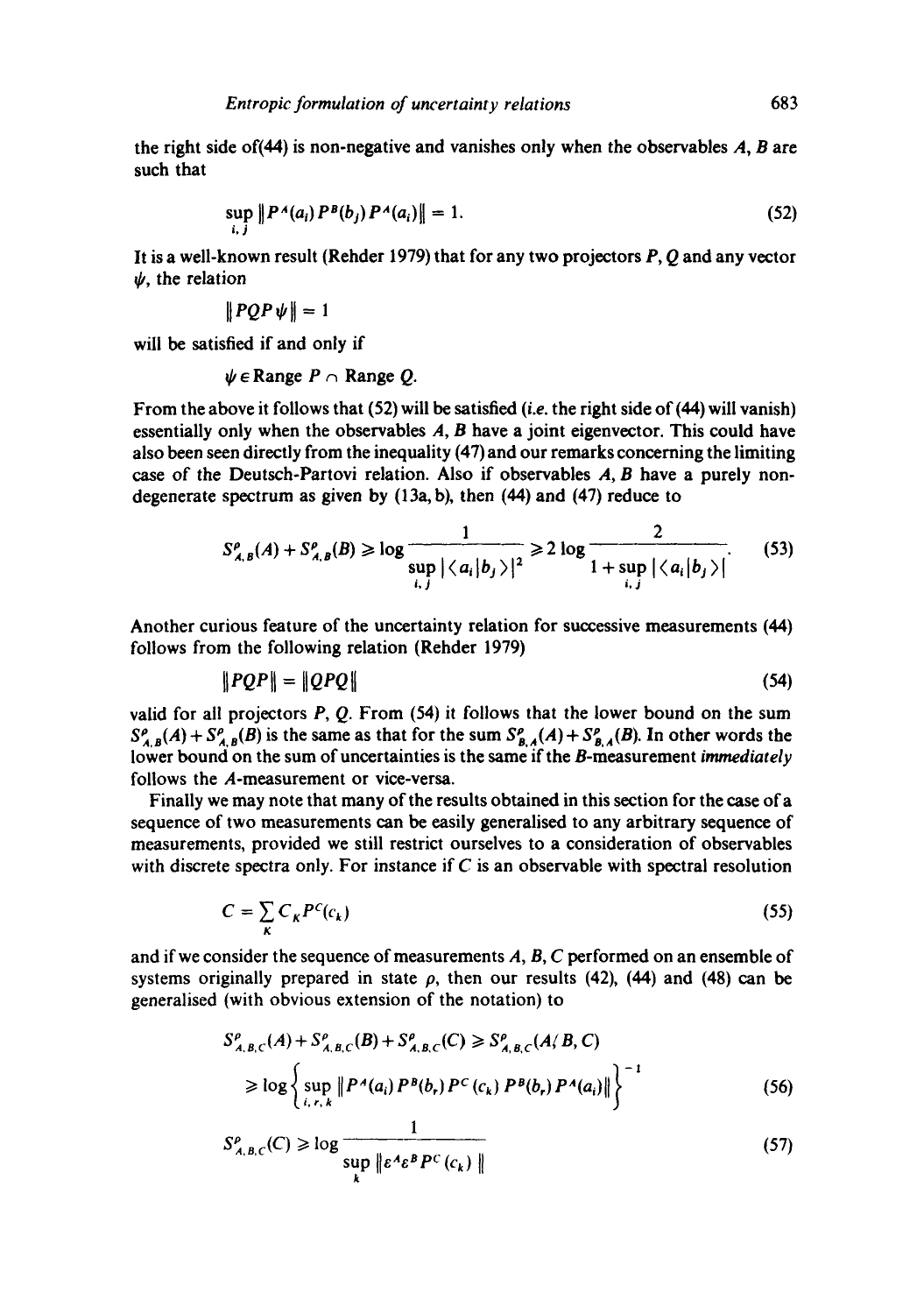the right side of(44) is non-negative and vanishes only when the observables $A$, $B$ are such that

$$\sup_{i,j} \|P^A(a_i) P^B(b_j) P^A(a_i)\| = 1. \tag{52}$$

It is a well-known result (Rehder 1979) that for any two projectors $P$, $Q$ and any vector $\psi$, the relation

$$\|PQP\psi\| = 1$$

will be satisfied if and only if

$$\psi \in \text{Range } P \cap \text{Range } Q.$$

From the above it follows that (52) will be satisfied (*i.e.* the right side of (44) will vanish) essentially only when the observables $A$, $B$ have a joint eigenvector. This could have also been seen directly from the inequality (47) and our remarks concerning the limiting case of the Deutsch-Partovi relation. Also if observables $A$, $B$ have a purely non-degenerate spectrum as given by (13a, b), then (44) and (47) reduce to

$$S^{\rho}_{A,B}(A) + S^{\rho}_{A,B}(B) \geqslant \log \frac{1}{\sup\limits_{i,j} |\langle a_i | b_j \rangle|^2} \geqslant 2 \log \frac{2}{1 + \sup\limits_{i,j} |\langle a_i | b_j \rangle|}. \tag{53}$$

Another curious feature of the uncertainty relation for successive measurements (44) follows from the following relation (Rehder 1979)

$$\|PQP\| = \|QPQ\| \tag{54}$$

valid for all projectors $P$, $Q$. From (54) it follows that the lower bound on the sum $S^{\rho}_{A,B}(A) + S^{\rho}_{A,B}(B)$ is the same as that for the sum $S^{\rho}_{B,A}(A) + S^{\rho}_{B,A}(B)$. In other words the lower bound on the sum of uncertainties is the same if the $B$-measurement *immediately* follows the $A$-measurement or vice-versa.

Finally we may note that many of the results obtained in this section for the case of a sequence of two measurements can be easily generalised to any arbitrary sequence of measurements, provided we still restrict ourselves to a consideration of observables with discrete spectra only. For instance if $C$ is an observable with spectral resolution

$$C = \sum_K C_K P^C(c_k) \tag{55}$$

and if we consider the sequence of measurements $A$, $B$, $C$ performed on an ensemble of systems originally prepared in state $\rho$, then our results (42), (44) and (48) can be generalised (with obvious extension of the notation) to

$$\begin{aligned} S^{\rho}_{A,B,C}(A) + S^{\rho}_{A,B,C}(B) + S^{\rho}_{A,B,C}(C) &\geqslant S^{\rho}_{A,B,C}(A/B,C) \\ &\geqslant \log \left\{ \sup_{i,r,k} \|P^A(a_i) P^B(b_r) P^C(c_k) P^B(b_r) P^A(a_i)\| \right\}^{-1} \end{aligned} \tag{56}$$

$$S^{\rho}_{A,B,C}(C) \geqslant \log \frac{1}{\sup\limits_{k} \|\varepsilon^A \varepsilon^B P^C(c_k)\|} \tag{57}$$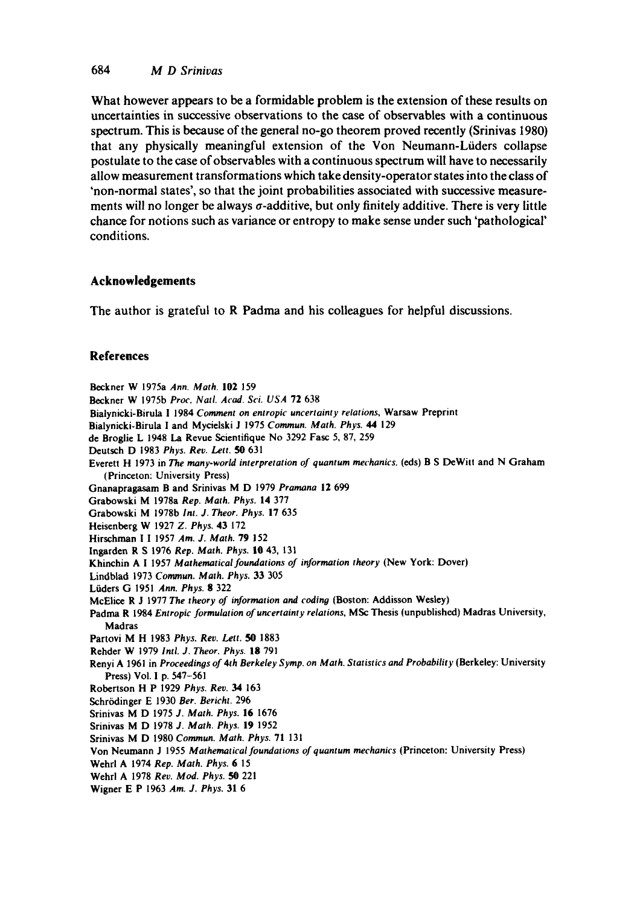What however appears to be a formidable problem is the extension of these results on uncertainties in successive observations to the case of observables with a continuous spectrum. This is because of the general no-go theorem proved recently (Srinivas 1980) that any physically meaningful extension of the Von Neumann-Lüders collapse postulate to the case of observables with a continuous spectrum will have to necessarily allow measurement transformations which take density-operator states into the class of 'non-normal states', so that the joint probabilities associated with successive measurements will no longer be always $\sigma$-additive, but only finitely additive. There is very little chance for notions such as variance or entropy to make sense under such 'pathological' conditions.

## Acknowledgements

The author is grateful to R Padma and his colleagues for helpful discussions.

## References

Beckner W 1975a *Ann. Math.* **102** 159

Beckner W 1975b *Proc. Natl. Acad. Sci. USA* **72** 638

Bialynicki-Birula I 1984 *Comment on entropic uncertainty relations*, Warsaw Preprint

Bialynicki-Birula I and Mycielski J 1975 *Commun. Math. Phys.* **44** 129

de Broglie L 1948 La Revue Scientifique No 3292 Fasc 5, 87, 259

Deutsch D 1983 *Phys. Rev. Lett.* **50** 631

Everett H 1973 in *The many-world interpretation of quantum mechanics*. (eds) B S DeWitt and N Graham (Princeton: University Press)

Gnanapragasam B and Srinivas M D 1979 *Pramana* **12** 699

Grabowski M 1978a *Rep. Math. Phys.* **14** 377

Grabowski M 1978b *Int. J. Theor. Phys.* **17** 635

Heisenberg W 1927 *Z. Phys.* **43** 172

Hirschman I I 1957 *Am. J. Math.* **79** 152

Ingarden R S 1976 *Rep. Math. Phys.* **10** 43, 131

Khinchin A I 1957 *Mathematical foundations of information theory* (New York: Dover)

Lindblad 1973 *Commun. Math. Phys.* **33** 305

Lüders G 1951 *Ann. Phys.* **8** 322

McElice R J 1977 *The theory of information and coding* (Boston: Addisson Wesley)

Padma R 1984 *Entropic formulation of uncertainty relations*, MSc Thesis (unpublished) Madras University, Madras

Partovi M H 1983 *Phys. Rev. Lett.* **50** 1883

Rehder W 1979 *Intl. J. Theor. Phys.* **18** 791

Renyi A 1961 in *Proceedings of 4th Berkeley Symp. on Math. Statistics and Probability* (Berkeley: University Press) Vol. I p. 547–561

Robertson H P 1929 *Phys. Rev.* **34** 163

Schrödinger E 1930 *Ber. Bericht.* 296

Srinivas M D 1975 *J. Math. Phys.* **16** 1676

Srinivas M D 1978 *J. Math. Phys.* **19** 1952

Srinivas M D 1980 *Commun. Math. Phys.* **71** 131

Von Neumann J 1955 *Mathematical foundations of quantum mechanics* (Princeton: University Press)

Wehrl A 1974 *Rep. Math. Phys.* **6** 15

Wehrl A 1978 *Rev. Mod. Phys.* **50** 221

Wigner E P 1963 *Am. J. Phys.* **31** 6